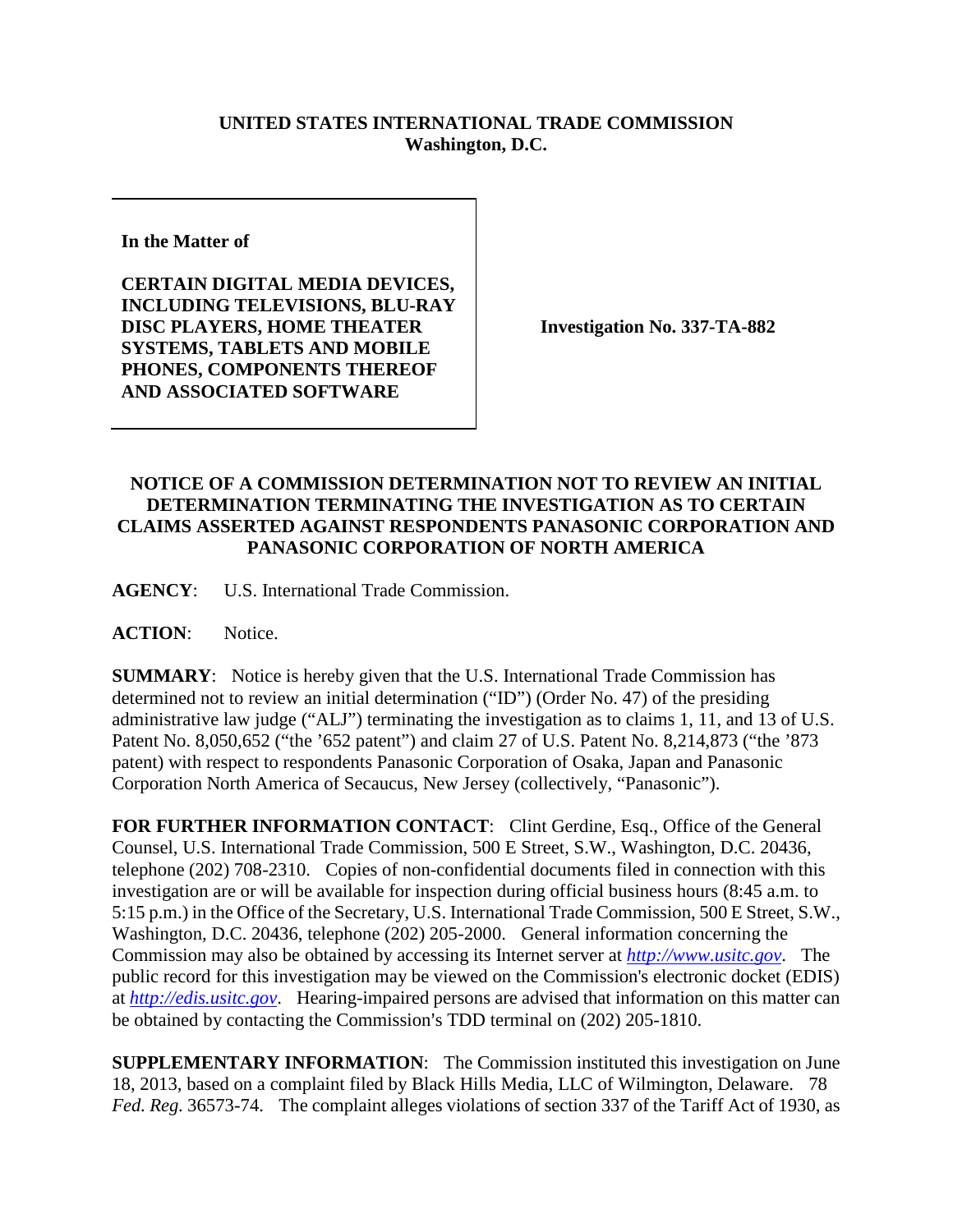**UNITED STATES INTERNATIONAL TRADE COMMISSION**
**Washington, D.C.**

| | |
|---|---|
| **In the Matter of**<br><br>**CERTAIN DIGITAL MEDIA DEVICES, INCLUDING TELEVISIONS, BLU-RAY DISC PLAYERS, HOME THEATER SYSTEMS, TABLETS AND MOBILE PHONES, COMPONENTS THEREOF AND ASSOCIATED SOFTWARE** | **Investigation No. 337-TA-882** |

**NOTICE OF A COMMISSION DETERMINATION NOT TO REVIEW AN INITIAL DETERMINATION TERMINATING THE INVESTIGATION AS TO CERTAIN CLAIMS ASSERTED AGAINST RESPONDENTS PANASONIC CORPORATION AND PANASONIC CORPORATION OF NORTH AMERICA**

**AGENCY**: U.S. International Trade Commission.

**ACTION**: Notice.

**SUMMARY**: Notice is hereby given that the U.S. International Trade Commission has determined not to review an initial determination ("ID") (Order No. 47) of the presiding administrative law judge ("ALJ") terminating the investigation as to claims 1, 11, and 13 of U.S. Patent No. 8,050,652 ("the '652 patent") and claim 27 of U.S. Patent No. 8,214,873 ("the '873 patent) with respect to respondents Panasonic Corporation of Osaka, Japan and Panasonic Corporation North America of Secaucus, New Jersey (collectively, "Panasonic").

**FOR FURTHER INFORMATION CONTACT**: Clint Gerdine, Esq., Office of the General Counsel, U.S. International Trade Commission, 500 E Street, S.W., Washington, D.C. 20436, telephone (202) 708-2310. Copies of non-confidential documents filed in connection with this investigation are or will be available for inspection during official business hours (8:45 a.m. to 5:15 p.m.) in the Office of the Secretary, U.S. International Trade Commission, 500 E Street, S.W., Washington, D.C. 20436, telephone (202) 205-2000. General information concerning the Commission may also be obtained by accessing its Internet server at *http://www.usitc.gov*. The public record for this investigation may be viewed on the Commission's electronic docket (EDIS) at *http://edis.usitc.gov*. Hearing-impaired persons are advised that information on this matter can be obtained by contacting the Commission's TDD terminal on (202) 205-1810.

**SUPPLEMENTARY INFORMATION**: The Commission instituted this investigation on June 18, 2013, based on a complaint filed by Black Hills Media, LLC of Wilmington, Delaware. 78 *Fed. Reg.* 36573-74. The complaint alleges violations of section 337 of the Tariff Act of 1930, as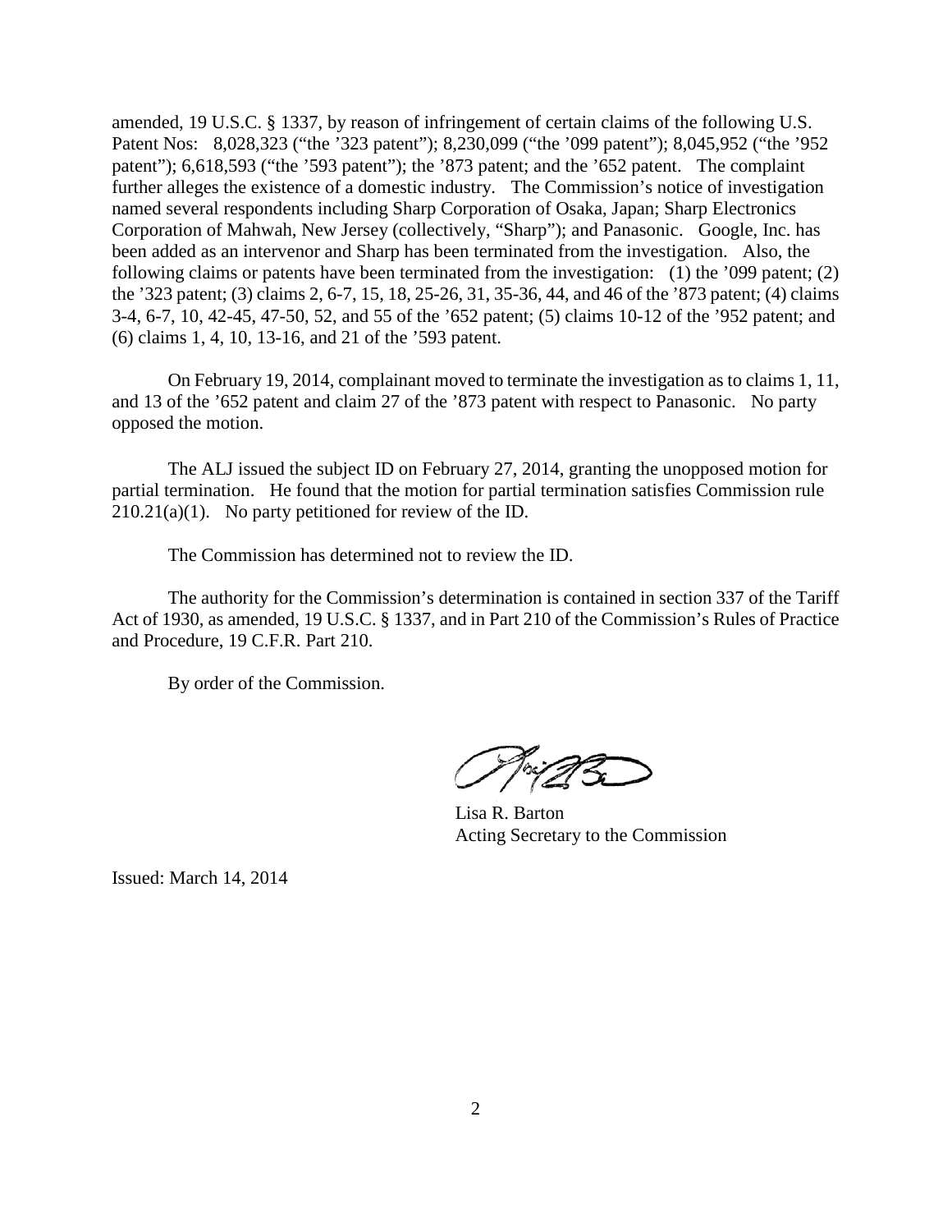amended, 19 U.S.C. § 1337, by reason of infringement of certain claims of the following U.S. Patent Nos: 8,028,323 ("the '323 patent"); 8,230,099 ("the '099 patent"); 8,045,952 ("the '952 patent"); 6,618,593 ("the '593 patent"); the '873 patent; and the '652 patent. The complaint further alleges the existence of a domestic industry. The Commission's notice of investigation named several respondents including Sharp Corporation of Osaka, Japan; Sharp Electronics Corporation of Mahwah, New Jersey (collectively, "Sharp"); and Panasonic. Google, Inc. has been added as an intervenor and Sharp has been terminated from the investigation. Also, the following claims or patents have been terminated from the investigation: (1) the '099 patent; (2) the '323 patent; (3) claims 2, 6-7, 15, 18, 25-26, 31, 35-36, 44, and 46 of the '873 patent; (4) claims 3-4, 6-7, 10, 42-45, 47-50, 52, and 55 of the '652 patent; (5) claims 10-12 of the '952 patent; and (6) claims 1, 4, 10, 13-16, and 21 of the '593 patent.

On February 19, 2014, complainant moved to terminate the investigation as to claims 1, 11, and 13 of the '652 patent and claim 27 of the '873 patent with respect to Panasonic. No party opposed the motion.

The ALJ issued the subject ID on February 27, 2014, granting the unopposed motion for partial termination. He found that the motion for partial termination satisfies Commission rule 210.21(a)(1). No party petitioned for review of the ID.

The Commission has determined not to review the ID.

The authority for the Commission's determination is contained in section 337 of the Tariff Act of 1930, as amended, 19 U.S.C. § 1337, and in Part 210 of the Commission's Rules of Practice and Procedure, 19 C.F.R. Part 210.

By order of the Commission.

Lisa R. Barton
Acting Secretary to the Commission

Issued: March 14, 2014